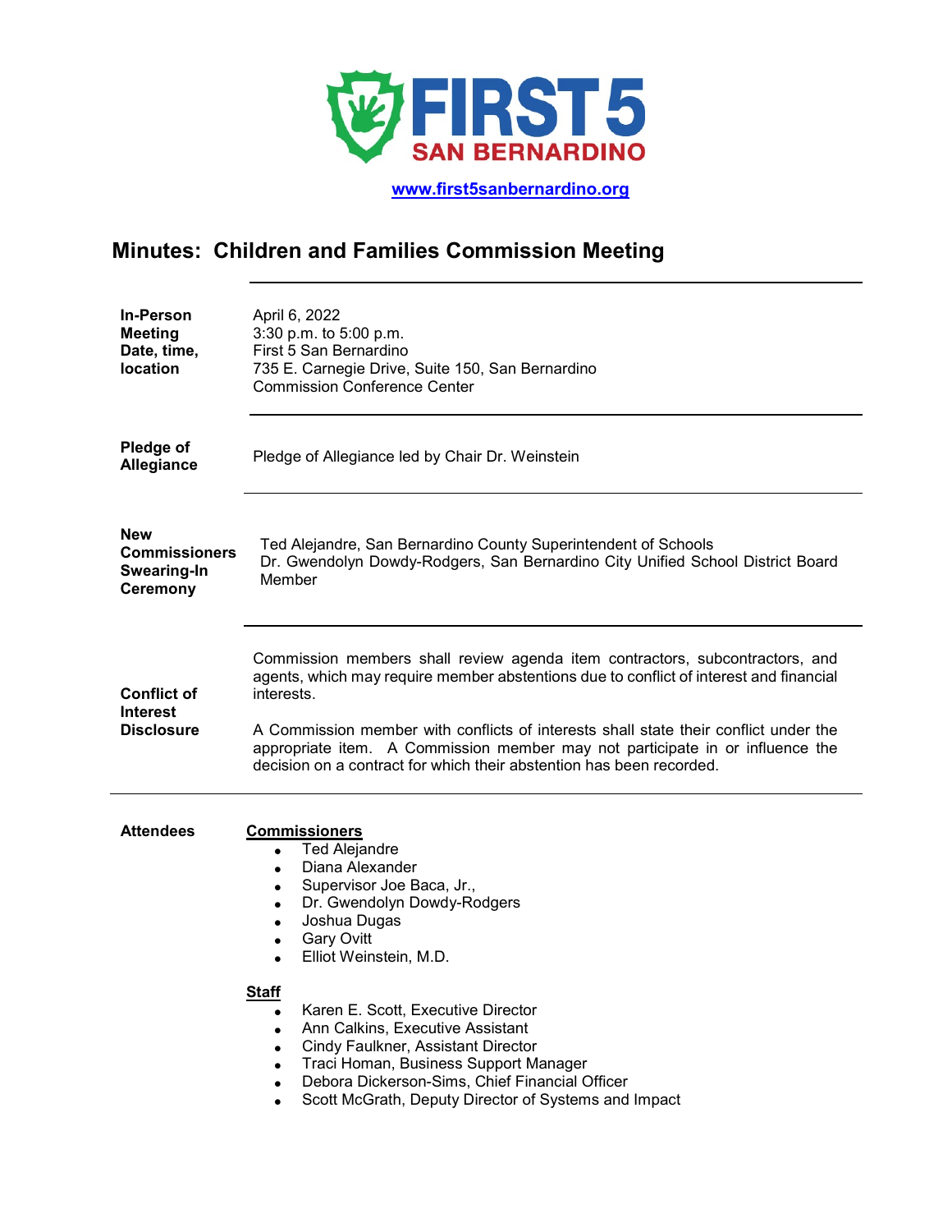**FIRST 5 SAN BERNARDINO**

www.first5sanbernardino.org

# Minutes: Children and Families Commission Meeting

| | |
|---|---|
| **In-Person Meeting Date, time, location** | April 6, 2022<br>3:30 p.m. to 5:00 p.m.<br>First 5 San Bernardino<br>735 E. Carnegie Drive, Suite 150, San Bernardino<br>Commission Conference Center |
| **Pledge of Allegiance** | Pledge of Allegiance led by Chair Dr. Weinstein |
| **New Commissioners Swearing-In Ceremony** | Ted Alejandre, San Bernardino County Superintendent of Schools<br>Dr. Gwendolyn Dowdy-Rodgers, San Bernardino City Unified School District Board Member |
| **Conflict of Interest Disclosure** | Commission members shall review agenda item contractors, subcontractors, and agents, which may require member abstentions due to conflict of interest and financial interests.<br><br>A Commission member with conflicts of interests shall state their conflict under the appropriate item. A Commission member may not participate in or influence the decision on a contract for which their abstention has been recorded. |

**Attendees**

**Commissioners**

- Ted Alejandre
- Diana Alexander
- Supervisor Joe Baca, Jr.,
- Dr. Gwendolyn Dowdy-Rodgers
- Joshua Dugas
- Gary Ovitt
- Elliot Weinstein, M.D.

**Staff**

- Karen E. Scott, Executive Director
- Ann Calkins, Executive Assistant
- Cindy Faulkner, Assistant Director
- Traci Homan, Business Support Manager
- Debora Dickerson-Sims, Chief Financial Officer
- Scott McGrath, Deputy Director of Systems and Impact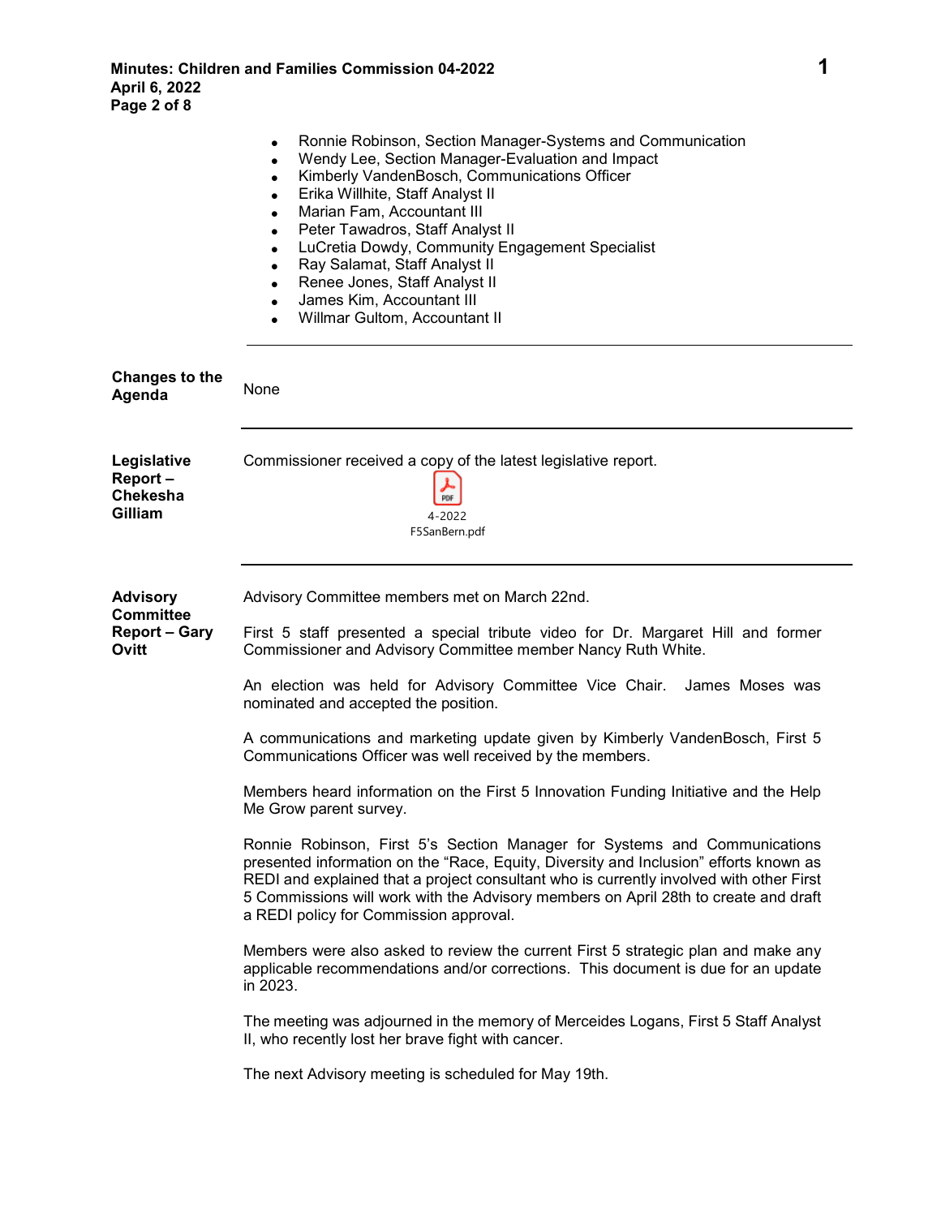- Ronnie Robinson, Section Manager-Systems and Communication
- Wendy Lee, Section Manager-Evaluation and Impact
- Kimberly VandenBosch, Communications Officer
- Erika Willhite, Staff Analyst II
- Marian Fam, Accountant III
- Peter Tawadros, Staff Analyst II
- LuCretia Dowdy, Community Engagement Specialist
- Ray Salamat, Staff Analyst II
- Renee Jones, Staff Analyst II
- James Kim, Accountant III
- Willmar Gultom, Accountant II

---

**Changes to the Agenda**

None

---

**Legislative Report – Chekesha Gilliam**

Commissioner received a copy of the latest legislative report.

4-2022 F5SanBern.pdf

---

**Advisory Committee Report – Gary Ovitt**

Advisory Committee members met on March 22nd.

First 5 staff presented a special tribute video for Dr. Margaret Hill and former Commissioner and Advisory Committee member Nancy Ruth White.

An election was held for Advisory Committee Vice Chair. James Moses was nominated and accepted the position.

A communications and marketing update given by Kimberly VandenBosch, First 5 Communications Officer was well received by the members.

Members heard information on the First 5 Innovation Funding Initiative and the Help Me Grow parent survey.

Ronnie Robinson, First 5's Section Manager for Systems and Communications presented information on the "Race, Equity, Diversity and Inclusion" efforts known as REDI and explained that a project consultant who is currently involved with other First 5 Commissions will work with the Advisory members on April 28th to create and draft a REDI policy for Commission approval.

Members were also asked to review the current First 5 strategic plan and make any applicable recommendations and/or corrections. This document is due for an update in 2023.

The meeting was adjourned in the memory of Merceides Logans, First 5 Staff Analyst II, who recently lost her brave fight with cancer.

The next Advisory meeting is scheduled for May 19th.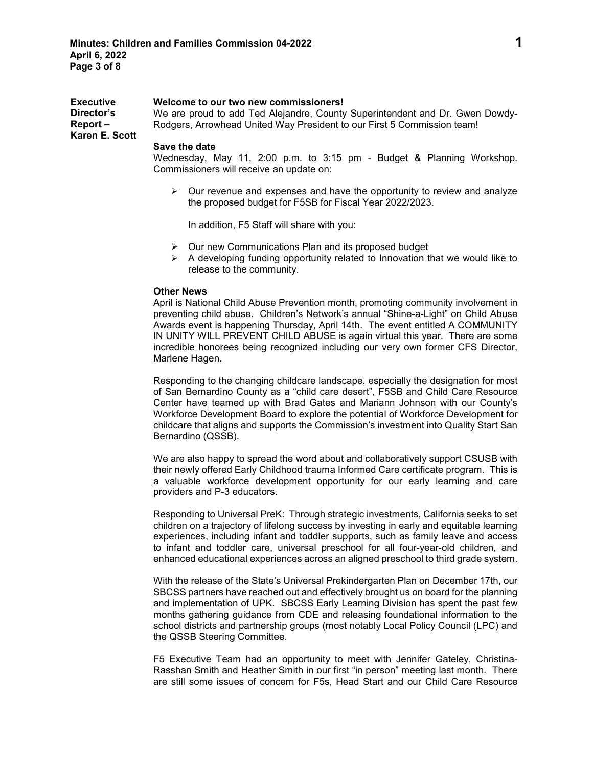**Executive Director's Report – Karen E. Scott**

**Welcome to our two new commissioners!**

We are proud to add Ted Alejandre, County Superintendent and Dr. Gwen Dowdy-Rodgers, Arrowhead United Way President to our First 5 Commission team!

**Save the date**

Wednesday, May 11, 2:00 p.m. to 3:15 pm - Budget & Planning Workshop. Commissioners will receive an update on:

- Our revenue and expenses and have the opportunity to review and analyze the proposed budget for F5SB for Fiscal Year 2022/2023.

  In addition, F5 Staff will share with you:

- Our new Communications Plan and its proposed budget
- A developing funding opportunity related to Innovation that we would like to release to the community.

**Other News**

April is National Child Abuse Prevention month, promoting community involvement in preventing child abuse. Children's Network's annual "Shine-a-Light" on Child Abuse Awards event is happening Thursday, April 14th. The event entitled A COMMUNITY IN UNITY WILL PREVENT CHILD ABUSE is again virtual this year. There are some incredible honorees being recognized including our very own former CFS Director, Marlene Hagen.

Responding to the changing childcare landscape, especially the designation for most of San Bernardino County as a "child care desert", F5SB and Child Care Resource Center have teamed up with Brad Gates and Mariann Johnson with our County's Workforce Development Board to explore the potential of Workforce Development for childcare that aligns and supports the Commission's investment into Quality Start San Bernardino (QSSB).

We are also happy to spread the word about and collaboratively support CSUSB with their newly offered Early Childhood trauma Informed Care certificate program. This is a valuable workforce development opportunity for our early learning and care providers and P-3 educators.

Responding to Universal PreK: Through strategic investments, California seeks to set children on a trajectory of lifelong success by investing in early and equitable learning experiences, including infant and toddler supports, such as family leave and access to infant and toddler care, universal preschool for all four-year-old children, and enhanced educational experiences across an aligned preschool to third grade system.

With the release of the State's Universal Prekindergarten Plan on December 17th, our SBCSS partners have reached out and effectively brought us on board for the planning and implementation of UPK. SBCSS Early Learning Division has spent the past few months gathering guidance from CDE and releasing foundational information to the school districts and partnership groups (most notably Local Policy Council (LPC) and the QSSB Steering Committee.

F5 Executive Team had an opportunity to meet with Jennifer Gateley, Christina-Rasshan Smith and Heather Smith in our first "in person" meeting last month. There are still some issues of concern for F5s, Head Start and our Child Care Resource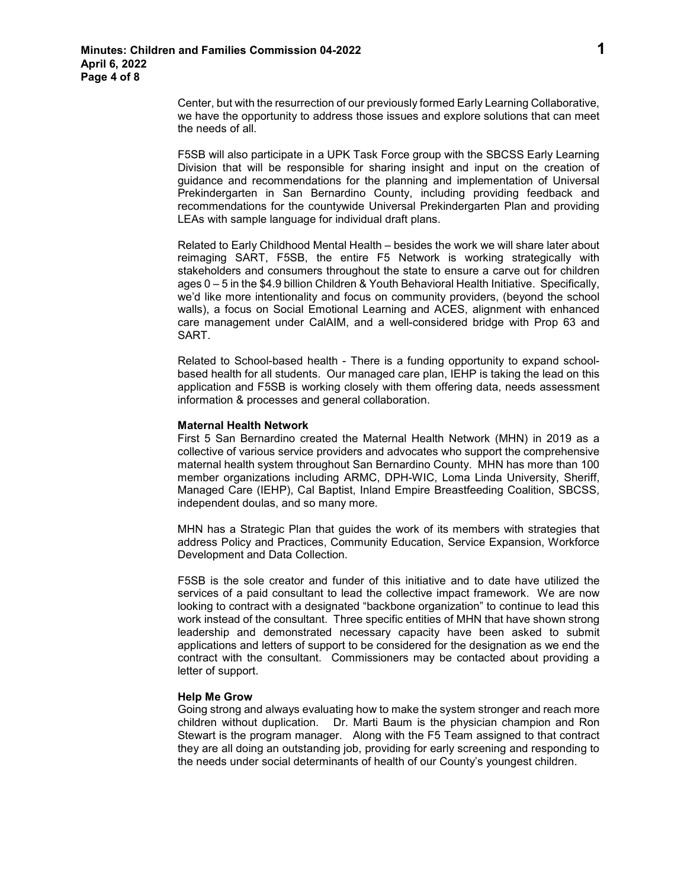Center, but with the resurrection of our previously formed Early Learning Collaborative, we have the opportunity to address those issues and explore solutions that can meet the needs of all.

F5SB will also participate in a UPK Task Force group with the SBCSS Early Learning Division that will be responsible for sharing insight and input on the creation of guidance and recommendations for the planning and implementation of Universal Prekindergarten in San Bernardino County, including providing feedback and recommendations for the countywide Universal Prekindergarten Plan and providing LEAs with sample language for individual draft plans.

Related to Early Childhood Mental Health – besides the work we will share later about reimaging SART, F5SB, the entire F5 Network is working strategically with stakeholders and consumers throughout the state to ensure a carve out for children ages 0 – 5 in the $4.9 billion Children & Youth Behavioral Health Initiative. Specifically, we'd like more intentionality and focus on community providers, (beyond the school walls), a focus on Social Emotional Learning and ACES, alignment with enhanced care management under CalAIM, and a well-considered bridge with Prop 63 and SART.

Related to School-based health - There is a funding opportunity to expand school-based health for all students. Our managed care plan, IEHP is taking the lead on this application and F5SB is working closely with them offering data, needs assessment information & processes and general collaboration.

**Maternal Health Network**

First 5 San Bernardino created the Maternal Health Network (MHN) in 2019 as a collective of various service providers and advocates who support the comprehensive maternal health system throughout San Bernardino County. MHN has more than 100 member organizations including ARMC, DPH-WIC, Loma Linda University, Sheriff, Managed Care (IEHP), Cal Baptist, Inland Empire Breastfeeding Coalition, SBCSS, independent doulas, and so many more.

MHN has a Strategic Plan that guides the work of its members with strategies that address Policy and Practices, Community Education, Service Expansion, Workforce Development and Data Collection.

F5SB is the sole creator and funder of this initiative and to date have utilized the services of a paid consultant to lead the collective impact framework. We are now looking to contract with a designated "backbone organization" to continue to lead this work instead of the consultant. Three specific entities of MHN that have shown strong leadership and demonstrated necessary capacity have been asked to submit applications and letters of support to be considered for the designation as we end the contract with the consultant. Commissioners may be contacted about providing a letter of support.

**Help Me Grow**

Going strong and always evaluating how to make the system stronger and reach more children without duplication. Dr. Marti Baum is the physician champion and Ron Stewart is the program manager. Along with the F5 Team assigned to that contract they are all doing an outstanding job, providing for early screening and responding to the needs under social determinants of health of our County's youngest children.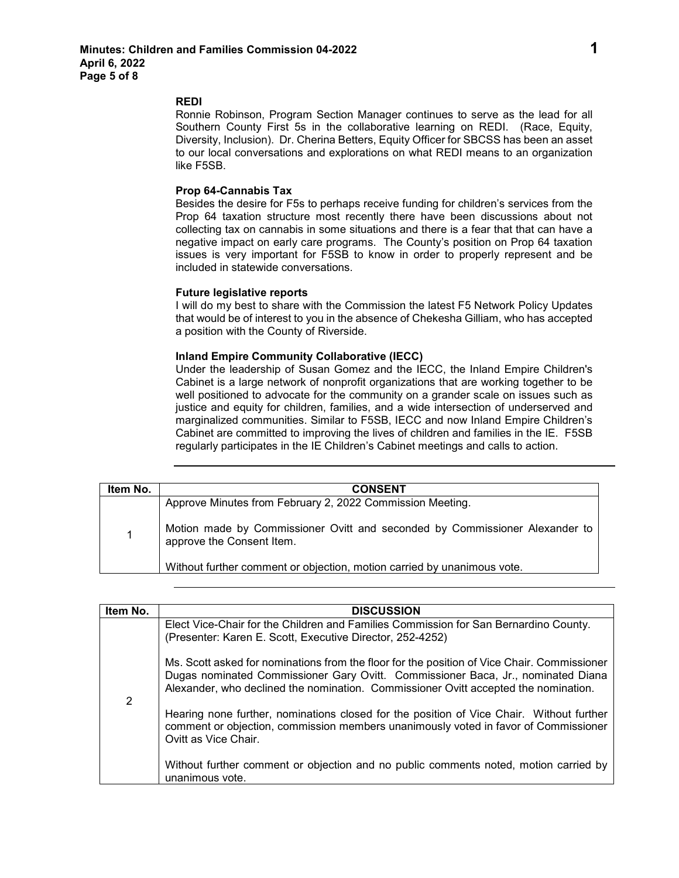**REDI**

Ronnie Robinson, Program Section Manager continues to serve as the lead for all Southern County First 5s in the collaborative learning on REDI. (Race, Equity, Diversity, Inclusion). Dr. Cherina Betters, Equity Officer for SBCSS has been an asset to our local conversations and explorations on what REDI means to an organization like F5SB.

**Prop 64-Cannabis Tax**

Besides the desire for F5s to perhaps receive funding for children's services from the Prop 64 taxation structure most recently there have been discussions about not collecting tax on cannabis in some situations and there is a fear that that can have a negative impact on early care programs. The County's position on Prop 64 taxation issues is very important for F5SB to know in order to properly represent and be included in statewide conversations.

**Future legislative reports**

I will do my best to share with the Commission the latest F5 Network Policy Updates that would be of interest to you in the absence of Chekesha Gilliam, who has accepted a position with the County of Riverside.

**Inland Empire Community Collaborative (IECC)**

Under the leadership of Susan Gomez and the IECC, the Inland Empire Children's Cabinet is a large network of nonprofit organizations that are working together to be well positioned to advocate for the community on a grander scale on issues such as justice and equity for children, families, and a wide intersection of underserved and marginalized communities. Similar to F5SB, IECC and now Inland Empire Children's Cabinet are committed to improving the lives of children and families in the IE. F5SB regularly participates in the IE Children's Cabinet meetings and calls to action.

---

| Item No. | CONSENT |
|---|---|
| 1 | Approve Minutes from February 2, 2022 Commission Meeting.<br><br>Motion made by Commissioner Ovitt and seconded by Commissioner Alexander to approve the Consent Item.<br><br>Without further comment or objection, motion carried by unanimous vote. |

---

| Item No. | DISCUSSION |
|---|---|
| 2 | Elect Vice-Chair for the Children and Families Commission for San Bernardino County. (Presenter: Karen E. Scott, Executive Director, 252-4252)<br><br>Ms. Scott asked for nominations from the floor for the position of Vice Chair. Commissioner Dugas nominated Commissioner Gary Ovitt. Commissioner Baca, Jr., nominated Diana Alexander, who declined the nomination. Commissioner Ovitt accepted the nomination.<br><br>Hearing none further, nominations closed for the position of Vice Chair. Without further comment or objection, commission members unanimously voted in favor of Commissioner Ovitt as Vice Chair.<br><br>Without further comment or objection and no public comments noted, motion carried by unanimous vote. |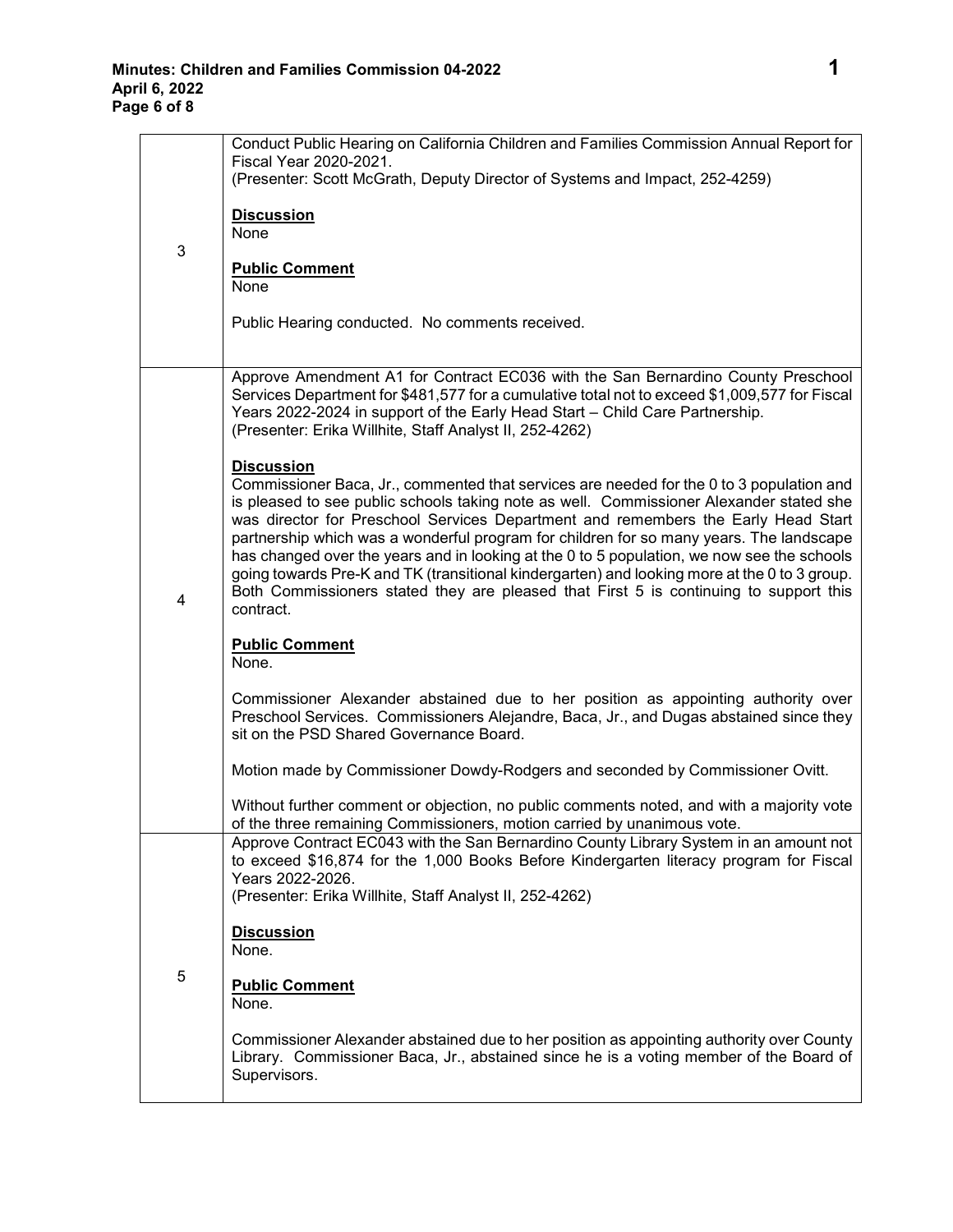| | |
|---|---|
| 3 | Conduct Public Hearing on California Children and Families Commission Annual Report for Fiscal Year 2020-2021.<br>(Presenter: Scott McGrath, Deputy Director of Systems and Impact, 252-4259)<br><br>**Discussion**<br>None<br><br>**Public Comment**<br>None<br><br>Public Hearing conducted. No comments received. |
| 4 | Approve Amendment A1 for Contract EC036 with the San Bernardino County Preschool Services Department for $481,577 for a cumulative total not to exceed $1,009,577 for Fiscal Years 2022-2024 in support of the Early Head Start – Child Care Partnership.<br>(Presenter: Erika Willhite, Staff Analyst II, 252-4262)<br><br>**Discussion**<br>Commissioner Baca, Jr., commented that services are needed for the 0 to 3 population and is pleased to see public schools taking note as well. Commissioner Alexander stated she was director for Preschool Services Department and remembers the Early Head Start partnership which was a wonderful program for children for so many years. The landscape has changed over the years and in looking at the 0 to 5 population, we now see the schools going towards Pre-K and TK (transitional kindergarten) and looking more at the 0 to 3 group. Both Commissioners stated they are pleased that First 5 is continuing to support this contract.<br><br>**Public Comment**<br>None.<br><br>Commissioner Alexander abstained due to her position as appointing authority over Preschool Services. Commissioners Alejandre, Baca, Jr., and Dugas abstained since they sit on the PSD Shared Governance Board.<br><br>Motion made by Commissioner Dowdy-Rodgers and seconded by Commissioner Ovitt.<br><br>Without further comment or objection, no public comments noted, and with a majority vote of the three remaining Commissioners, motion carried by unanimous vote. |
| 5 | Approve Contract EC043 with the San Bernardino County Library System in an amount not to exceed $16,874 for the 1,000 Books Before Kindergarten literacy program for Fiscal Years 2022-2026.<br>(Presenter: Erika Willhite, Staff Analyst II, 252-4262)<br><br>**Discussion**<br>None.<br><br>**Public Comment**<br>None.<br><br>Commissioner Alexander abstained due to her position as appointing authority over County Library. Commissioner Baca, Jr., abstained since he is a voting member of the Board of Supervisors. |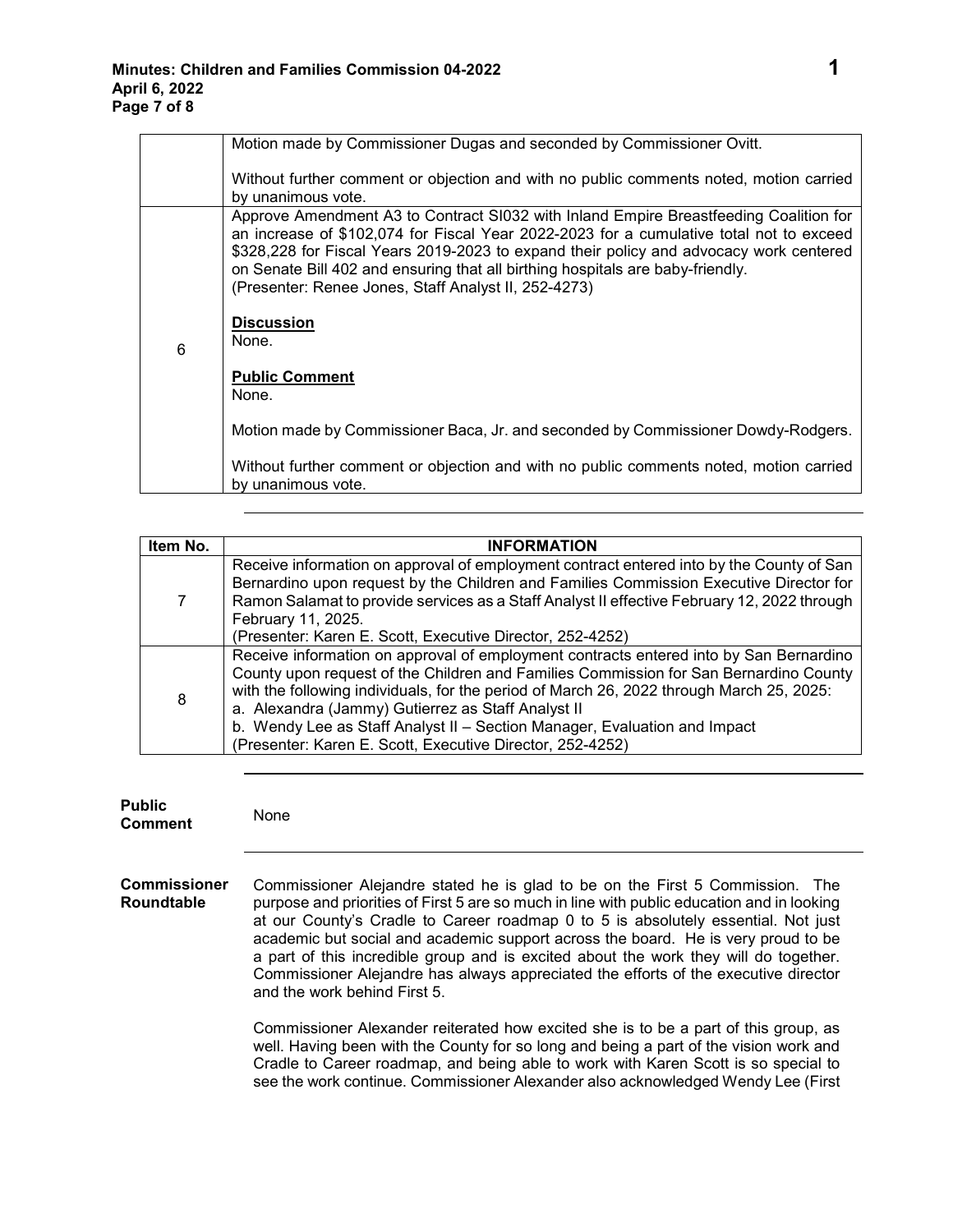| | |
|---|---|
| | Motion made by Commissioner Dugas and seconded by Commissioner Ovitt.<br><br>Without further comment or objection and with no public comments noted, motion carried by unanimous vote. |
| 6 | Approve Amendment A3 to Contract SI032 with Inland Empire Breastfeeding Coalition for an increase of $102,074 for Fiscal Year 2022-2023 for a cumulative total not to exceed $328,228 for Fiscal Years 2019-2023 to expand their policy and advocacy work centered on Senate Bill 402 and ensuring that all birthing hospitals are baby-friendly.<br>(Presenter: Renee Jones, Staff Analyst II, 252-4273)<br><br>**Discussion**<br>None.<br><br>**Public Comment**<br>None.<br><br>Motion made by Commissioner Baca, Jr. and seconded by Commissioner Dowdy-Rodgers.<br><br>Without further comment or objection and with no public comments noted, motion carried by unanimous vote. |

| Item No. | INFORMATION |
|---|---|
| 7 | Receive information on approval of employment contract entered into by the County of San Bernardino upon request by the Children and Families Commission Executive Director for Ramon Salamat to provide services as a Staff Analyst II effective February 12, 2022 through February 11, 2025.<br>(Presenter: Karen E. Scott, Executive Director, 252-4252) |
| 8 | Receive information on approval of employment contracts entered into by San Bernardino County upon request of the Children and Families Commission for San Bernardino County with the following individuals, for the period of March 26, 2022 through March 25, 2025:<br>a. Alexandra (Jammy) Gutierrez as Staff Analyst II<br>b. Wendy Lee as Staff Analyst II – Section Manager, Evaluation and Impact<br>(Presenter: Karen E. Scott, Executive Director, 252-4252) |

**Public Comment**

None

**Commissioner Roundtable**

Commissioner Alejandre stated he is glad to be on the First 5 Commission. The purpose and priorities of First 5 are so much in line with public education and in looking at our County's Cradle to Career roadmap 0 to 5 is absolutely essential. Not just academic but social and academic support across the board. He is very proud to be a part of this incredible group and is excited about the work they will do together. Commissioner Alejandre has always appreciated the efforts of the executive director and the work behind First 5.

Commissioner Alexander reiterated how excited she is to be a part of this group, as well. Having been with the County for so long and being a part of the vision work and Cradle to Career roadmap, and being able to work with Karen Scott is so special to see the work continue. Commissioner Alexander also acknowledged Wendy Lee (First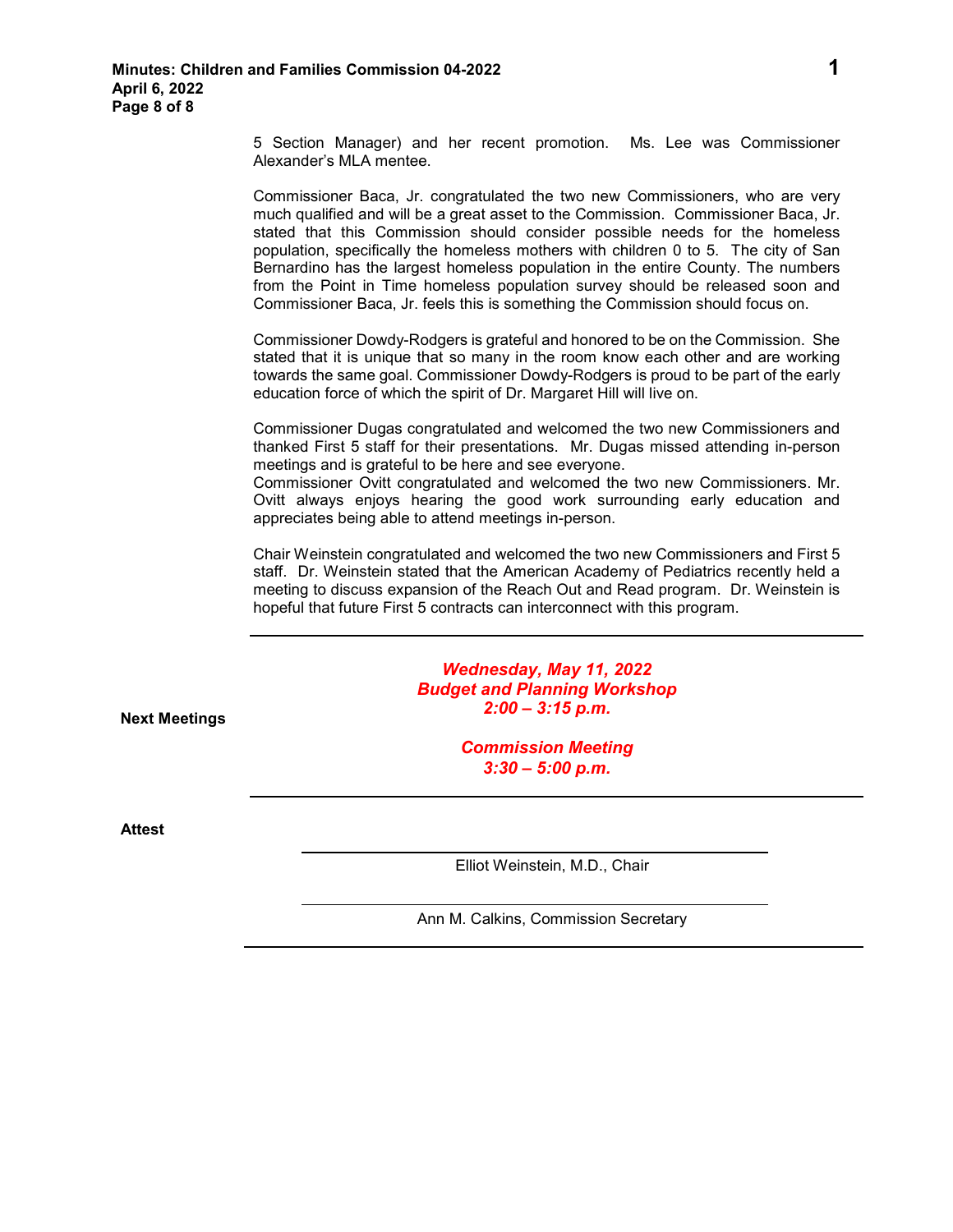5 Section Manager) and her recent promotion. Ms. Lee was Commissioner Alexander's MLA mentee.

Commissioner Baca, Jr. congratulated the two new Commissioners, who are very much qualified and will be a great asset to the Commission. Commissioner Baca, Jr. stated that this Commission should consider possible needs for the homeless population, specifically the homeless mothers with children 0 to 5. The city of San Bernardino has the largest homeless population in the entire County. The numbers from the Point in Time homeless population survey should be released soon and Commissioner Baca, Jr. feels this is something the Commission should focus on.

Commissioner Dowdy-Rodgers is grateful and honored to be on the Commission. She stated that it is unique that so many in the room know each other and are working towards the same goal. Commissioner Dowdy-Rodgers is proud to be part of the early education force of which the spirit of Dr. Margaret Hill will live on.

Commissioner Dugas congratulated and welcomed the two new Commissioners and thanked First 5 staff for their presentations. Mr. Dugas missed attending in-person meetings and is grateful to be here and see everyone.
Commissioner Ovitt congratulated and welcomed the two new Commissioners. Mr. Ovitt always enjoys hearing the good work surrounding early education and appreciates being able to attend meetings in-person.

Chair Weinstein congratulated and welcomed the two new Commissioners and First 5 staff. Dr. Weinstein stated that the American Academy of Pediatrics recently held a meeting to discuss expansion of the Reach Out and Read program. Dr. Weinstein is hopeful that future First 5 contracts can interconnect with this program.

---

**Next Meetings**

***Wednesday, May 11, 2022***
***Budget and Planning Workshop***
***2:00 – 3:15 p.m.***

***Commission Meeting***
***3:30 – 5:00 p.m.***

---

**Attest**

\_\_\_\_\_\_\_\_\_\_\_\_\_\_\_\_\_\_\_\_\_\_\_\_\_\_\_\_\_\_\_\_\_\_\_\_
Elliot Weinstein, M.D., Chair

\_\_\_\_\_\_\_\_\_\_\_\_\_\_\_\_\_\_\_\_\_\_\_\_\_\_\_\_\_\_\_\_\_\_\_\_
Ann M. Calkins, Commission Secretary